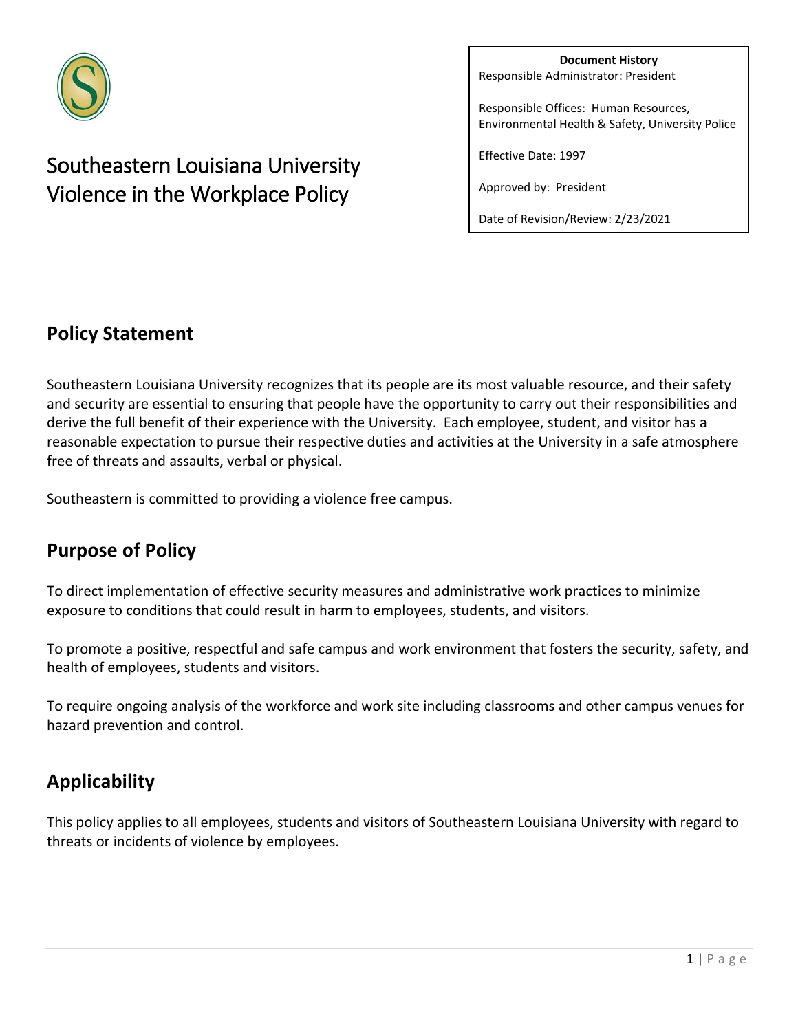# Southeastern Louisiana University Violence in the Workplace Policy

**Document History**

Responsible Administrator: President

Responsible Offices: Human Resources, Environmental Health & Safety, University Police

Effective Date: 1997

Approved by: President

Date of Revision/Review: 2/23/2021

## Policy Statement

Southeastern Louisiana University recognizes that its people are its most valuable resource, and their safety and security are essential to ensuring that people have the opportunity to carry out their responsibilities and derive the full benefit of their experience with the University. Each employee, student, and visitor has a reasonable expectation to pursue their respective duties and activities at the University in a safe atmosphere free of threats and assaults, verbal or physical.

Southeastern is committed to providing a violence free campus.

## Purpose of Policy

To direct implementation of effective security measures and administrative work practices to minimize exposure to conditions that could result in harm to employees, students, and visitors.

To promote a positive, respectful and safe campus and work environment that fosters the security, safety, and health of employees, students and visitors.

To require ongoing analysis of the workforce and work site including classrooms and other campus venues for hazard prevention and control.

## Applicability

This policy applies to all employees, students and visitors of Southeastern Louisiana University with regard to threats or incidents of violence by employees.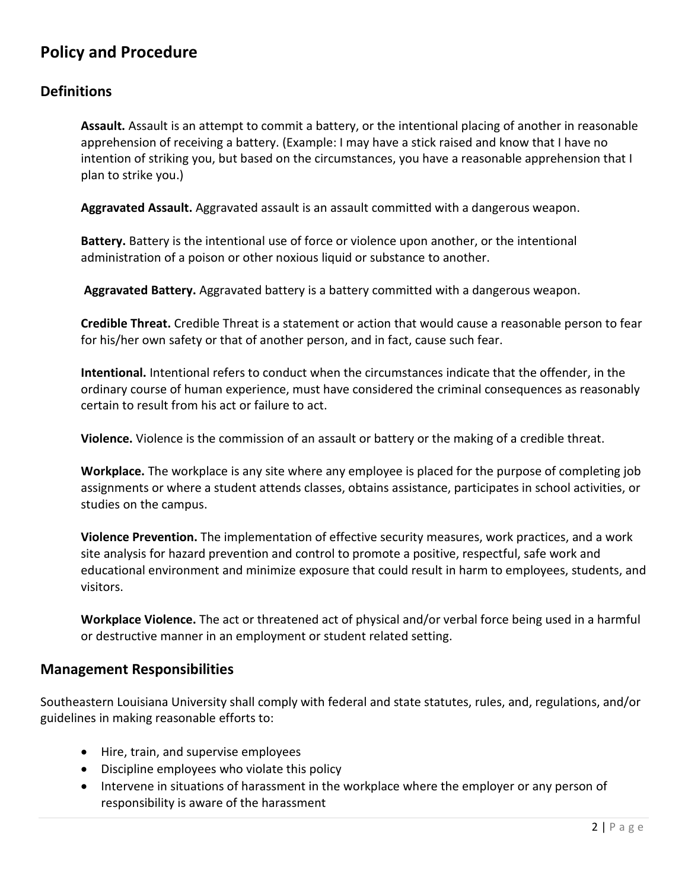## Policy and Procedure

### Definitions

**Assault.** Assault is an attempt to commit a battery, or the intentional placing of another in reasonable apprehension of receiving a battery. (Example: I may have a stick raised and know that I have no intention of striking you, but based on the circumstances, you have a reasonable apprehension that I plan to strike you.)

**Aggravated Assault.** Aggravated assault is an assault committed with a dangerous weapon.

**Battery.** Battery is the intentional use of force or violence upon another, or the intentional administration of a poison or other noxious liquid or substance to another.

**Aggravated Battery.** Aggravated battery is a battery committed with a dangerous weapon.

**Credible Threat.** Credible Threat is a statement or action that would cause a reasonable person to fear for his/her own safety or that of another person, and in fact, cause such fear.

**Intentional.** Intentional refers to conduct when the circumstances indicate that the offender, in the ordinary course of human experience, must have considered the criminal consequences as reasonably certain to result from his act or failure to act.

**Violence.** Violence is the commission of an assault or battery or the making of a credible threat.

**Workplace.** The workplace is any site where any employee is placed for the purpose of completing job assignments or where a student attends classes, obtains assistance, participates in school activities, or studies on the campus.

**Violence Prevention.** The implementation of effective security measures, work practices, and a work site analysis for hazard prevention and control to promote a positive, respectful, safe work and educational environment and minimize exposure that could result in harm to employees, students, and visitors.

**Workplace Violence.** The act or threatened act of physical and/or verbal force being used in a harmful or destructive manner in an employment or student related setting.

### Management Responsibilities

Southeastern Louisiana University shall comply with federal and state statutes, rules, and, regulations, and/or guidelines in making reasonable efforts to:

- Hire, train, and supervise employees
- Discipline employees who violate this policy
- Intervene in situations of harassment in the workplace where the employer or any person of responsibility is aware of the harassment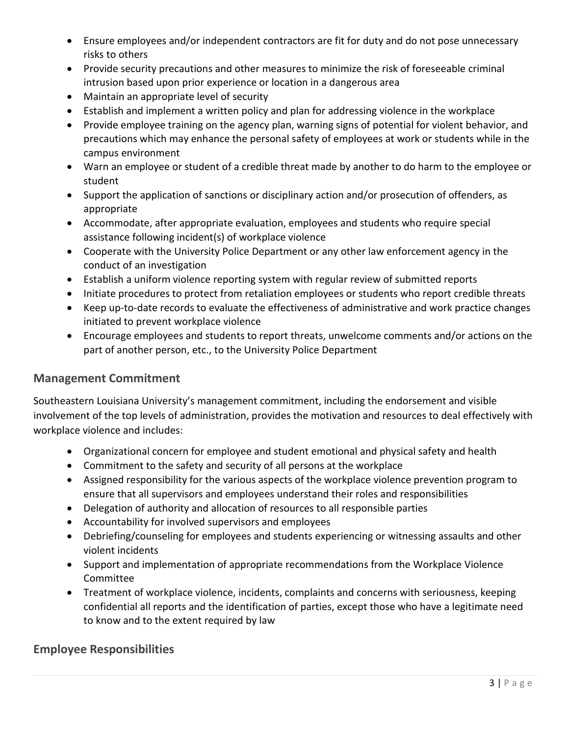- Ensure employees and/or independent contractors are fit for duty and do not pose unnecessary risks to others
- Provide security precautions and other measures to minimize the risk of foreseeable criminal intrusion based upon prior experience or location in a dangerous area
- Maintain an appropriate level of security
- Establish and implement a written policy and plan for addressing violence in the workplace
- Provide employee training on the agency plan, warning signs of potential for violent behavior, and precautions which may enhance the personal safety of employees at work or students while in the campus environment
- Warn an employee or student of a credible threat made by another to do harm to the employee or student
- Support the application of sanctions or disciplinary action and/or prosecution of offenders, as appropriate
- Accommodate, after appropriate evaluation, employees and students who require special assistance following incident(s) of workplace violence
- Cooperate with the University Police Department or any other law enforcement agency in the conduct of an investigation
- Establish a uniform violence reporting system with regular review of submitted reports
- Initiate procedures to protect from retaliation employees or students who report credible threats
- Keep up-to-date records to evaluate the effectiveness of administrative and work practice changes initiated to prevent workplace violence
- Encourage employees and students to report threats, unwelcome comments and/or actions on the part of another person, etc., to the University Police Department

## Management Commitment

Southeastern Louisiana University's management commitment, including the endorsement and visible involvement of the top levels of administration, provides the motivation and resources to deal effectively with workplace violence and includes:

- Organizational concern for employee and student emotional and physical safety and health
- Commitment to the safety and security of all persons at the workplace
- Assigned responsibility for the various aspects of the workplace violence prevention program to ensure that all supervisors and employees understand their roles and responsibilities
- Delegation of authority and allocation of resources to all responsible parties
- Accountability for involved supervisors and employees
- Debriefing/counseling for employees and students experiencing or witnessing assaults and other violent incidents
- Support and implementation of appropriate recommendations from the Workplace Violence Committee
- Treatment of workplace violence, incidents, complaints and concerns with seriousness, keeping confidential all reports and the identification of parties, except those who have a legitimate need to know and to the extent required by law

## Employee Responsibilities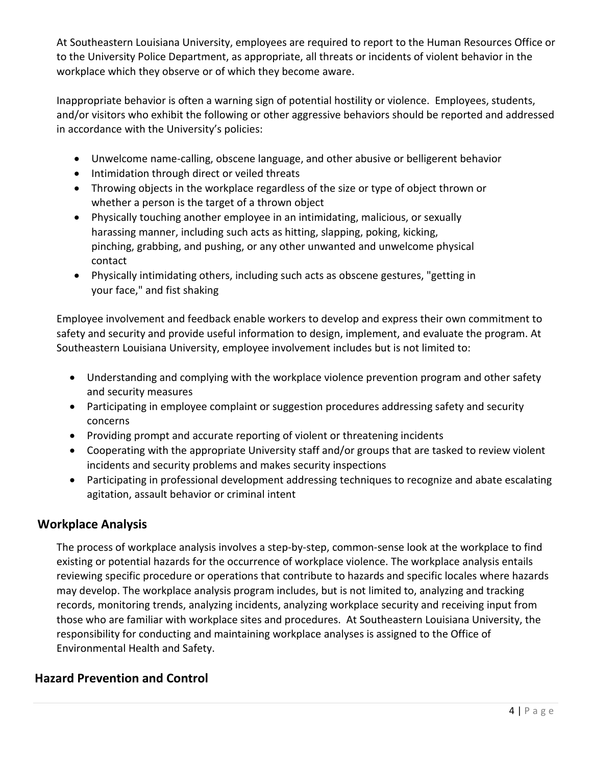At Southeastern Louisiana University, employees are required to report to the Human Resources Office or to the University Police Department, as appropriate, all threats or incidents of violent behavior in the workplace which they observe or of which they become aware.

Inappropriate behavior is often a warning sign of potential hostility or violence. Employees, students, and/or visitors who exhibit the following or other aggressive behaviors should be reported and addressed in accordance with the University's policies:

- Unwelcome name-calling, obscene language, and other abusive or belligerent behavior
- Intimidation through direct or veiled threats
- Throwing objects in the workplace regardless of the size or type of object thrown or whether a person is the target of a thrown object
- Physically touching another employee in an intimidating, malicious, or sexually harassing manner, including such acts as hitting, slapping, poking, kicking, pinching, grabbing, and pushing, or any other unwanted and unwelcome physical contact
- Physically intimidating others, including such acts as obscene gestures, "getting in your face," and fist shaking

Employee involvement and feedback enable workers to develop and express their own commitment to safety and security and provide useful information to design, implement, and evaluate the program. At Southeastern Louisiana University, employee involvement includes but is not limited to:

- Understanding and complying with the workplace violence prevention program and other safety and security measures
- Participating in employee complaint or suggestion procedures addressing safety and security concerns
- Providing prompt and accurate reporting of violent or threatening incidents
- Cooperating with the appropriate University staff and/or groups that are tasked to review violent incidents and security problems and makes security inspections
- Participating in professional development addressing techniques to recognize and abate escalating agitation, assault behavior or criminal intent

## Workplace Analysis

The process of workplace analysis involves a step-by-step, common-sense look at the workplace to find existing or potential hazards for the occurrence of workplace violence. The workplace analysis entails reviewing specific procedure or operations that contribute to hazards and specific locales where hazards may develop. The workplace analysis program includes, but is not limited to, analyzing and tracking records, monitoring trends, analyzing incidents, analyzing workplace security and receiving input from those who are familiar with workplace sites and procedures. At Southeastern Louisiana University, the responsibility for conducting and maintaining workplace analyses is assigned to the Office of Environmental Health and Safety.

## Hazard Prevention and Control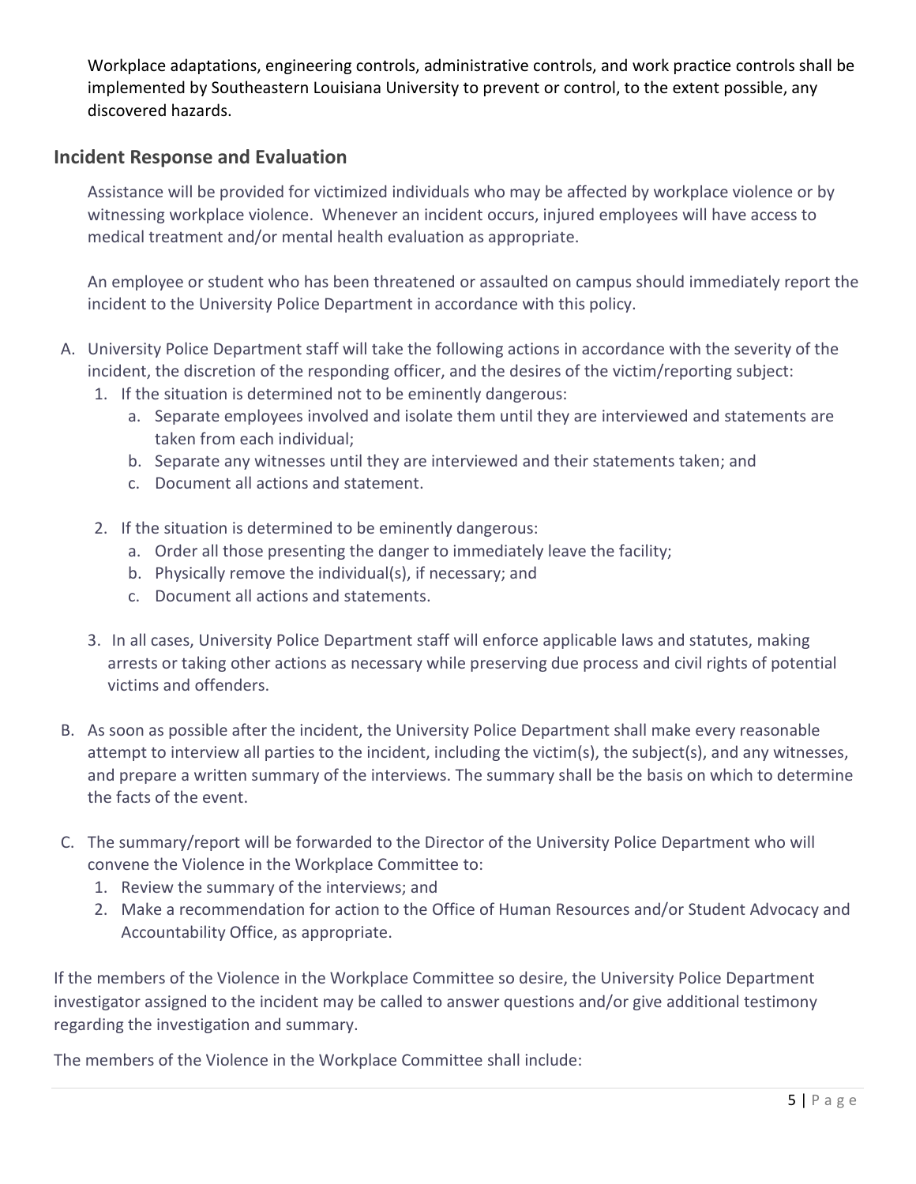Workplace adaptations, engineering controls, administrative controls, and work practice controls shall be implemented by Southeastern Louisiana University to prevent or control, to the extent possible, any discovered hazards.

## Incident Response and Evaluation

Assistance will be provided for victimized individuals who may be affected by workplace violence or by witnessing workplace violence. Whenever an incident occurs, injured employees will have access to medical treatment and/or mental health evaluation as appropriate.

An employee or student who has been threatened or assaulted on campus should immediately report the incident to the University Police Department in accordance with this policy.

A. University Police Department staff will take the following actions in accordance with the severity of the incident, the discretion of the responding officer, and the desires of the victim/reporting subject:
   1. If the situation is determined not to be eminently dangerous:
      a. Separate employees involved and isolate them until they are interviewed and statements are taken from each individual;
      b. Separate any witnesses until they are interviewed and their statements taken; and
      c. Document all actions and statement.

   2. If the situation is determined to be eminently dangerous:
      a. Order all those presenting the danger to immediately leave the facility;
      b. Physically remove the individual(s), if necessary; and
      c. Document all actions and statements.

   3. In all cases, University Police Department staff will enforce applicable laws and statutes, making arrests or taking other actions as necessary while preserving due process and civil rights of potential victims and offenders.

B. As soon as possible after the incident, the University Police Department shall make every reasonable attempt to interview all parties to the incident, including the victim(s), the subject(s), and any witnesses, and prepare a written summary of the interviews. The summary shall be the basis on which to determine the facts of the event.

C. The summary/report will be forwarded to the Director of the University Police Department who will convene the Violence in the Workplace Committee to:
   1. Review the summary of the interviews; and
   2. Make a recommendation for action to the Office of Human Resources and/or Student Advocacy and Accountability Office, as appropriate.

If the members of the Violence in the Workplace Committee so desire, the University Police Department investigator assigned to the incident may be called to answer questions and/or give additional testimony regarding the investigation and summary.

The members of the Violence in the Workplace Committee shall include: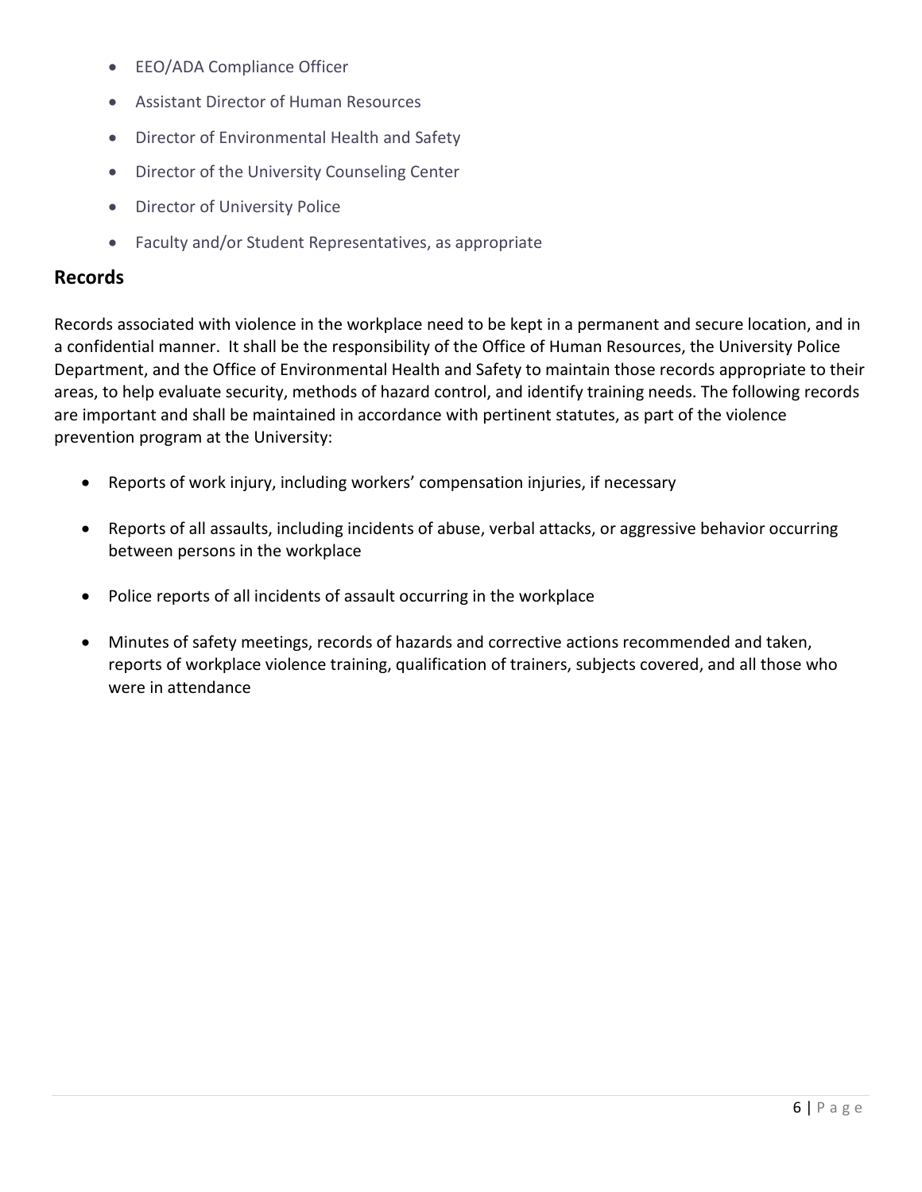- EEO/ADA Compliance Officer
- Assistant Director of Human Resources
- Director of Environmental Health and Safety
- Director of the University Counseling Center
- Director of University Police
- Faculty and/or Student Representatives, as appropriate

## Records

Records associated with violence in the workplace need to be kept in a permanent and secure location, and in a confidential manner. It shall be the responsibility of the Office of Human Resources, the University Police Department, and the Office of Environmental Health and Safety to maintain those records appropriate to their areas, to help evaluate security, methods of hazard control, and identify training needs. The following records are important and shall be maintained in accordance with pertinent statutes, as part of the violence prevention program at the University:

- Reports of work injury, including workers' compensation injuries, if necessary
- Reports of all assaults, including incidents of abuse, verbal attacks, or aggressive behavior occurring between persons in the workplace
- Police reports of all incidents of assault occurring in the workplace
- Minutes of safety meetings, records of hazards and corrective actions recommended and taken, reports of workplace violence training, qualification of trainers, subjects covered, and all those who were in attendance